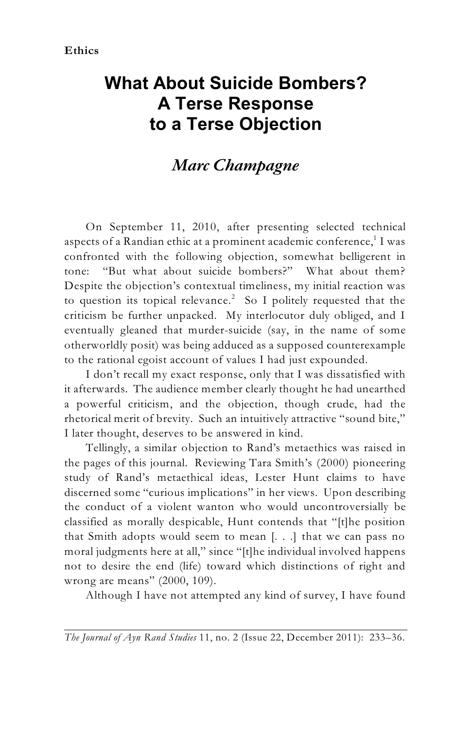**Ethics**

# What About Suicide Bombers? A Terse Response to a Terse Objection

## *Marc Champagne*

On September 11, 2010, after presenting selected technical aspects of a Randian ethic at a prominent academic conference,[1] I was confronted with the following objection, somewhat belligerent in tone: "But what about suicide bombers?" What about them? Despite the objection's contextual timeliness, my initial reaction was to question its topical relevance.[2] So I politely requested that the criticism be further unpacked. My interlocutor duly obliged, and I eventually gleaned that murder-suicide (say, in the name of some otherworldly posit) was being adduced as a supposed counterexample to the rational egoist account of values I had just expounded.

I don't recall my exact response, only that I was dissatisfied with it afterwards. The audience member clearly thought he had unearthed a powerful criticism, and the objection, though crude, had the rhetorical merit of brevity. Such an intuitively attractive "sound bite," I later thought, deserves to be answered in kind.

Tellingly, a similar objection to Rand's metaethics was raised in the pages of this journal. Reviewing Tara Smith's (2000) pioneering study of Rand's metaethical ideas, Lester Hunt claims to have discerned some "curious implications" in her views. Upon describing the conduct of a violent wanton who would uncontroversially be classified as morally despicable, Hunt contends that "[t]he position that Smith adopts would seem to mean [. . .] that we can pass no moral judgments here at all," since "[t]he individual involved happens not to desire the end (life) toward which distinctions of right and wrong are means" (2000, 109).

Although I have not attempted any kind of survey, I have found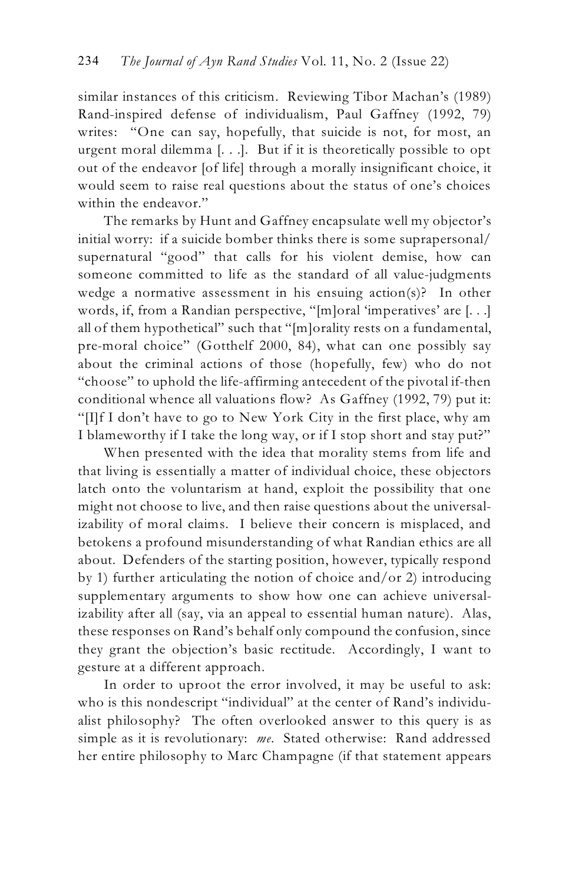similar instances of this criticism. Reviewing Tibor Machan's (1989) Rand-inspired defense of individualism, Paul Gaffney (1992, 79) writes: "One can say, hopefully, that suicide is not, for most, an urgent moral dilemma [. . .]. But if it is theoretically possible to opt out of the endeavor [of life] through a morally insignificant choice, it would seem to raise real questions about the status of one's choices within the endeavor."

The remarks by Hunt and Gaffney encapsulate well my objector's initial worry: if a suicide bomber thinks there is some suprapersonal/ supernatural "good" that calls for his violent demise, how can someone committed to life as the standard of all value-judgments wedge a normative assessment in his ensuing action(s)? In other words, if, from a Randian perspective, "[m]oral 'imperatives' are [. . .] all of them hypothetical" such that "[m]orality rests on a fundamental, pre-moral choice" (Gotthelf 2000, 84), what can one possibly say about the criminal actions of those (hopefully, few) who do not "choose" to uphold the life-affirming antecedent of the pivotal if-then conditional whence all valuations flow? As Gaffney (1992, 79) put it: "[I]f I don't have to go to New York City in the first place, why am I blameworthy if I take the long way, or if I stop short and stay put?"

When presented with the idea that morality stems from life and that living is essentially a matter of individual choice, these objectors latch onto the voluntarism at hand, exploit the possibility that one might not choose to live, and then raise questions about the universalizability of moral claims. I believe their concern is misplaced, and betokens a profound misunderstanding of what Randian ethics are all about. Defenders of the starting position, however, typically respond by 1) further articulating the notion of choice and/or 2) introducing supplementary arguments to show how one can achieve universalizability after all (say, via an appeal to essential human nature). Alas, these responses on Rand's behalf only compound the confusion, since they grant the objection's basic rectitude. Accordingly, I want to gesture at a different approach.

In order to uproot the error involved, it may be useful to ask: who is this nondescript "individual" at the center of Rand's individualist philosophy? The often overlooked answer to this query is as simple as it is revolutionary: *me*. Stated otherwise: Rand addressed her entire philosophy to Marc Champagne (if that statement appears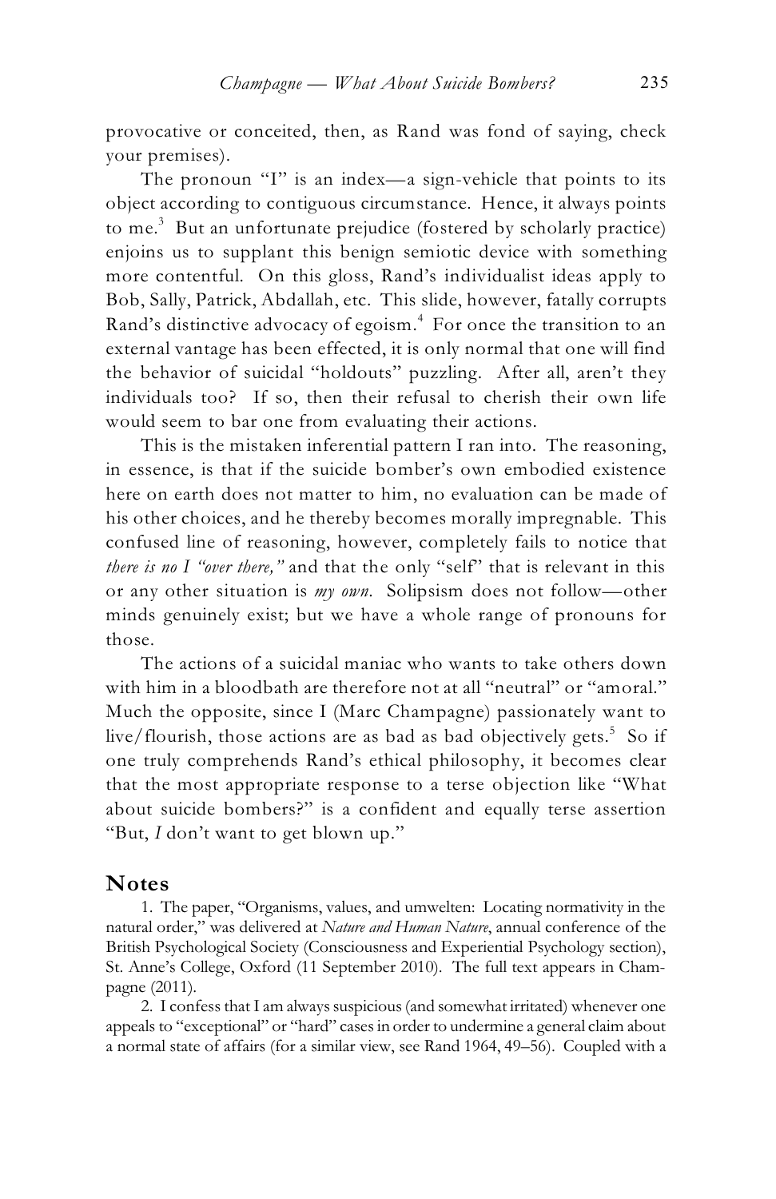provocative or conceited, then, as Rand was fond of saying, check your premises).

The pronoun "I" is an index—a sign-vehicle that points to its object according to contiguous circumstance. Hence, it always points to me.[3] But an unfortunate prejudice (fostered by scholarly practice) enjoins us to supplant this benign semiotic device with something more contentful. On this gloss, Rand's individualist ideas apply to Bob, Sally, Patrick, Abdallah, etc. This slide, however, fatally corrupts Rand's distinctive advocacy of egoism.[4] For once the transition to an external vantage has been effected, it is only normal that one will find the behavior of suicidal "holdouts" puzzling. After all, aren't they individuals too? If so, then their refusal to cherish their own life would seem to bar one from evaluating their actions.

This is the mistaken inferential pattern I ran into. The reasoning, in essence, is that if the suicide bomber's own embodied existence here on earth does not matter to him, no evaluation can be made of his other choices, and he thereby becomes morally impregnable. This confused line of reasoning, however, completely fails to notice that *there is no I "over there,"* and that the only "self" that is relevant in this or any other situation is *my own*. Solipsism does not follow—other minds genuinely exist; but we have a whole range of pronouns for those.

The actions of a suicidal maniac who wants to take others down with him in a bloodbath are therefore not at all "neutral" or "amoral." Much the opposite, since I (Marc Champagne) passionately want to live/flourish, those actions are as bad as bad objectively gets.[5] So if one truly comprehends Rand's ethical philosophy, it becomes clear that the most appropriate response to a terse objection like "What about suicide bombers?" is a confident and equally terse assertion "But, *I* don't want to get blown up."

## Notes

1. The paper, "Organisms, values, and umwelten: Locating normativity in the natural order," was delivered at *Nature and Human Nature*, annual conference of the British Psychological Society (Consciousness and Experiential Psychology section), St. Anne's College, Oxford (11 September 2010). The full text appears in Champagne (2011).

2. I confess that I am always suspicious (and somewhat irritated) whenever one appeals to "exceptional" or "hard" cases in order to undermine a general claim about a normal state of affairs (for a similar view, see Rand 1964, 49–56). Coupled with a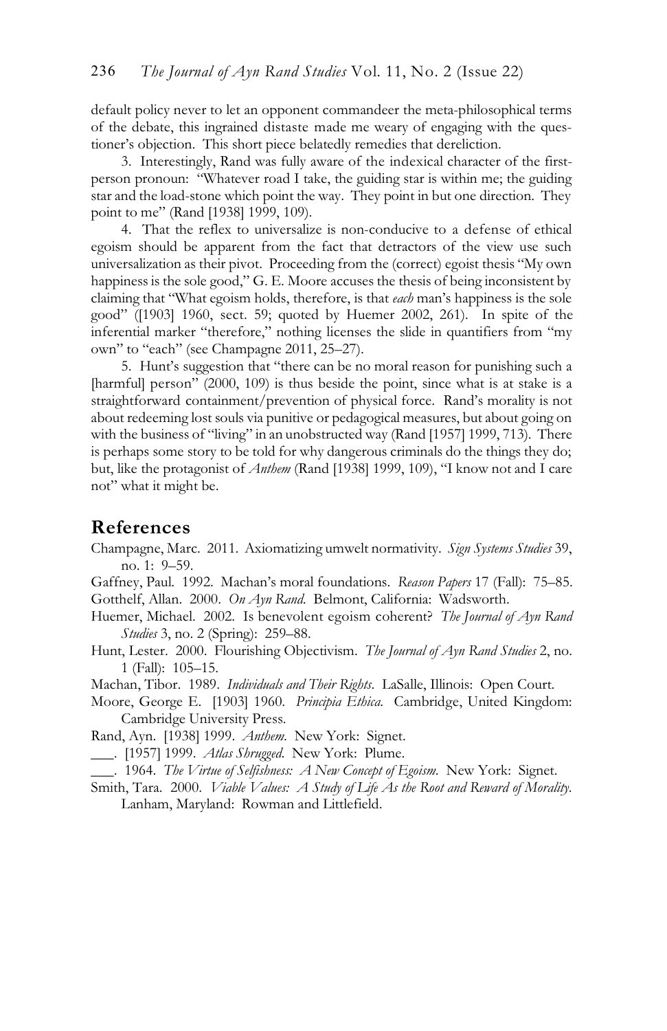default policy never to let an opponent commandeer the meta-philosophical terms of the debate, this ingrained distaste made me weary of engaging with the questioner's objection. This short piece belatedly remedies that dereliction.

3. Interestingly, Rand was fully aware of the indexical character of the first-person pronoun: "Whatever road I take, the guiding star is within me; the guiding star and the load-stone which point the way. They point in but one direction. They point to me" (Rand [1938] 1999, 109).

4. That the reflex to universalize is non-conducive to a defense of ethical egoism should be apparent from the fact that detractors of the view use such universalization as their pivot. Proceeding from the (correct) egoist thesis "My own happiness is the sole good," G. E. Moore accuses the thesis of being inconsistent by claiming that "What egoism holds, therefore, is that *each* man's happiness is the sole good" ([1903] 1960, sect. 59; quoted by Huemer 2002, 261). In spite of the inferential marker "therefore," nothing licenses the slide in quantifiers from "my own" to "each" (see Champagne 2011, 25–27).

5. Hunt's suggestion that "there can be no moral reason for punishing such a [harmful] person" (2000, 109) is thus beside the point, since what is at stake is a straightforward containment/prevention of physical force. Rand's morality is not about redeeming lost souls via punitive or pedagogical measures, but about going on with the business of "living" in an unobstructed way (Rand [1957] 1999, 713). There is perhaps some story to be told for why dangerous criminals do the things they do; but, like the protagonist of *Anthem* (Rand [1938] 1999, 109), "I know not and I care not" what it might be.

## References

Champagne, Marc. 2011. Axiomatizing umwelt normativity. *Sign Systems Studies* 39, no. 1: 9–59.

Gaffney, Paul. 1992. Machan's moral foundations. *Reason Papers* 17 (Fall): 75–85.

Gotthelf, Allan. 2000. *On Ayn Rand*. Belmont, California: Wadsworth.

Huemer, Michael. 2002. Is benevolent egoism coherent? *The Journal of Ayn Rand Studies* 3, no. 2 (Spring): 259–88.

Hunt, Lester. 2000. Flourishing Objectivism. *The Journal of Ayn Rand Studies* 2, no. 1 (Fall): 105–15.

Machan, Tibor. 1989. *Individuals and Their Rights*. LaSalle, Illinois: Open Court.

Moore, George E. [1903] 1960. *Principia Ethica*. Cambridge, United Kingdom: Cambridge University Press.

Rand, Ayn. [1938] 1999. *Anthem*. New York: Signet.

\_\_\_. [1957] 1999. *Atlas Shrugged*. New York: Plume.

\_\_\_. 1964. *The Virtue of Selfishness: A New Concept of Egoism*. New York: Signet.

Smith, Tara. 2000. *Viable Values: A Study of Life As the Root and Reward of Morality*. Lanham, Maryland: Rowman and Littlefield.